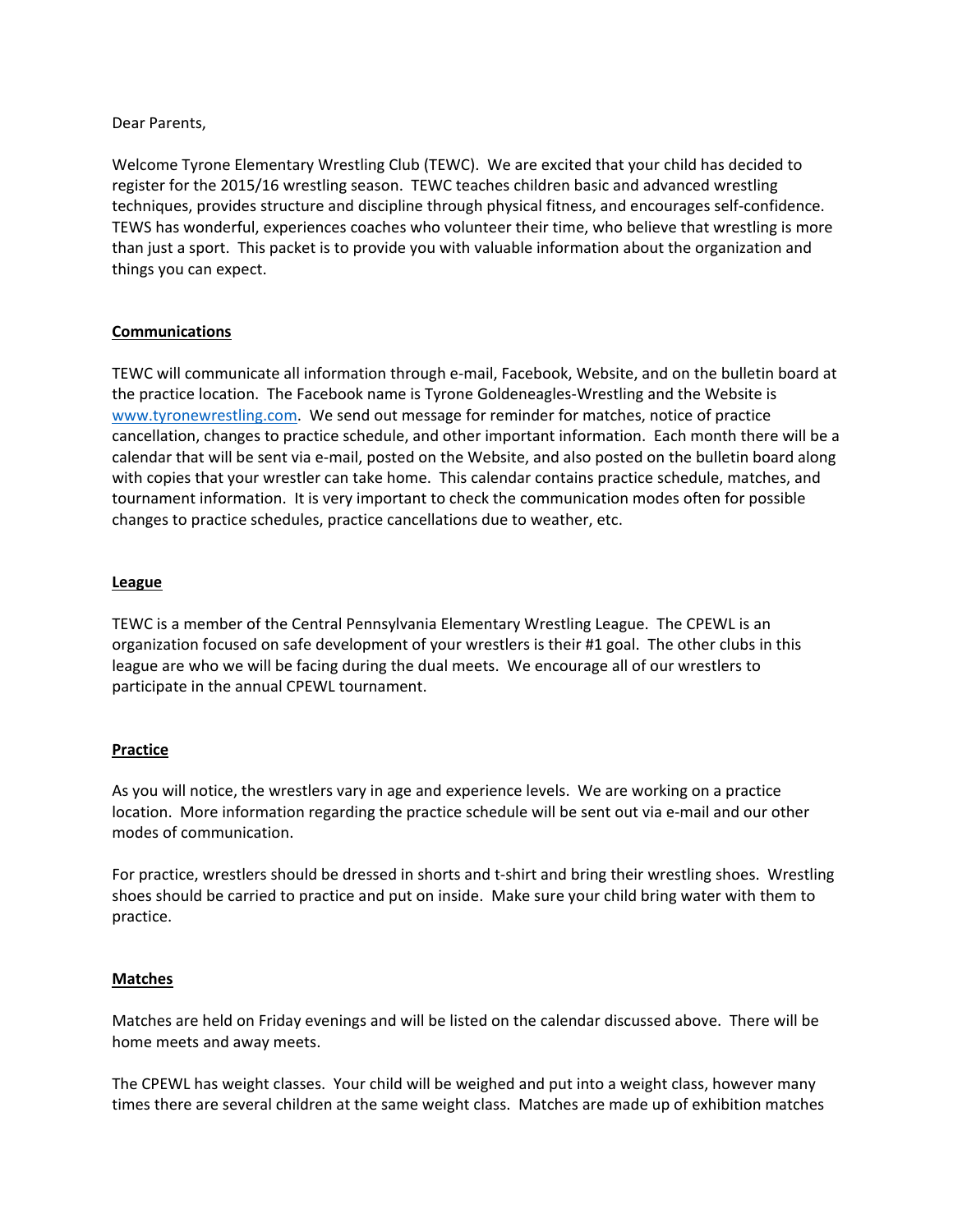Dear Parents,

Welcome Tyrone Elementary Wrestling Club (TEWC). We are excited that your child has decided to register for the 2015/16 wrestling season. TEWC teaches children basic and advanced wrestling techniques, provides structure and discipline through physical fitness, and encourages self-confidence. TEWS has wonderful, experiences coaches who volunteer their time, who believe that wrestling is more than just a sport. This packet is to provide you with valuable information about the organization and things you can expect.

**Communications**

TEWC will communicate all information through e-mail, Facebook, Website, and on the bulletin board at the practice location. The Facebook name is Tyrone Goldeneagles-Wrestling and the Website is [www.tyronewrestling.com](http://www.tyronewrestling.com). We send out message for reminder for matches, notice of practice cancellation, changes to practice schedule, and other important information. Each month there will be a calendar that will be sent via e-mail, posted on the Website, and also posted on the bulletin board along with copies that your wrestler can take home. This calendar contains practice schedule, matches, and tournament information. It is very important to check the communication modes often for possible changes to practice schedules, practice cancellations due to weather, etc.

**League**

TEWC is a member of the Central Pennsylvania Elementary Wrestling League. The CPEWL is an organization focused on safe development of your wrestlers is their #1 goal. The other clubs in this league are who we will be facing during the dual meets. We encourage all of our wrestlers to participate in the annual CPEWL tournament.

**Practice**

As you will notice, the wrestlers vary in age and experience levels. We are working on a practice location. More information regarding the practice schedule will be sent out via e-mail and our other modes of communication.

For practice, wrestlers should be dressed in shorts and t-shirt and bring their wrestling shoes. Wrestling shoes should be carried to practice and put on inside. Make sure your child bring water with them to practice.

**Matches**

Matches are held on Friday evenings and will be listed on the calendar discussed above. There will be home meets and away meets.

The CPEWL has weight classes. Your child will be weighed and put into a weight class, however many times there are several children at the same weight class. Matches are made up of exhibition matches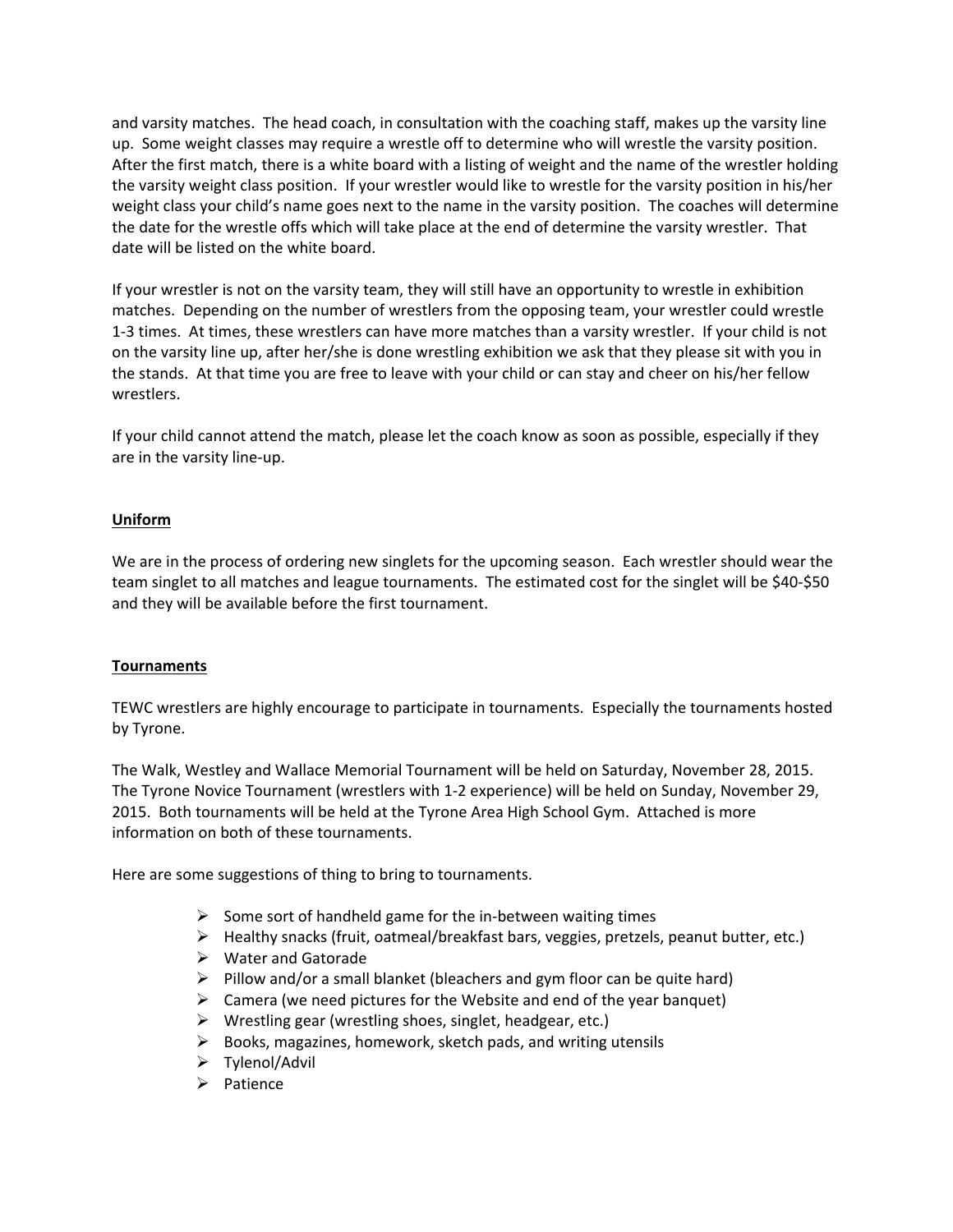and varsity matches. The head coach, in consultation with the coaching staff, makes up the varsity line up. Some weight classes may require a wrestle off to determine who will wrestle the varsity position. After the first match, there is a white board with a listing of weight and the name of the wrestler holding the varsity weight class position. If your wrestler would like to wrestle for the varsity position in his/her weight class your child's name goes next to the name in the varsity position. The coaches will determine the date for the wrestle offs which will take place at the end of determine the varsity wrestler. That date will be listed on the white board.

If your wrestler is not on the varsity team, they will still have an opportunity to wrestle in exhibition matches. Depending on the number of wrestlers from the opposing team, your wrestler could wrestle 1-3 times. At times, these wrestlers can have more matches than a varsity wrestler. If your child is not on the varsity line up, after her/she is done wrestling exhibition we ask that they please sit with you in the stands. At that time you are free to leave with your child or can stay and cheer on his/her fellow wrestlers.

If your child cannot attend the match, please let the coach know as soon as possible, especially if they are in the varsity line-up.

## Uniform

We are in the process of ordering new singlets for the upcoming season. Each wrestler should wear the team singlet to all matches and league tournaments. The estimated cost for the singlet will be $40-$50 and they will be available before the first tournament.

## Tournaments

TEWC wrestlers are highly encourage to participate in tournaments. Especially the tournaments hosted by Tyrone.

The Walk, Westley and Wallace Memorial Tournament will be held on Saturday, November 28, 2015. The Tyrone Novice Tournament (wrestlers with 1-2 experience) will be held on Sunday, November 29, 2015. Both tournaments will be held at the Tyrone Area High School Gym. Attached is more information on both of these tournaments.

Here are some suggestions of thing to bring to tournaments.

- Some sort of handheld game for the in-between waiting times
- Healthy snacks (fruit, oatmeal/breakfast bars, veggies, pretzels, peanut butter, etc.)
- Water and Gatorade
- Pillow and/or a small blanket (bleachers and gym floor can be quite hard)
- Camera (we need pictures for the Website and end of the year banquet)
- Wrestling gear (wrestling shoes, singlet, headgear, etc.)
- Books, magazines, homework, sketch pads, and writing utensils
- Tylenol/Advil
- Patience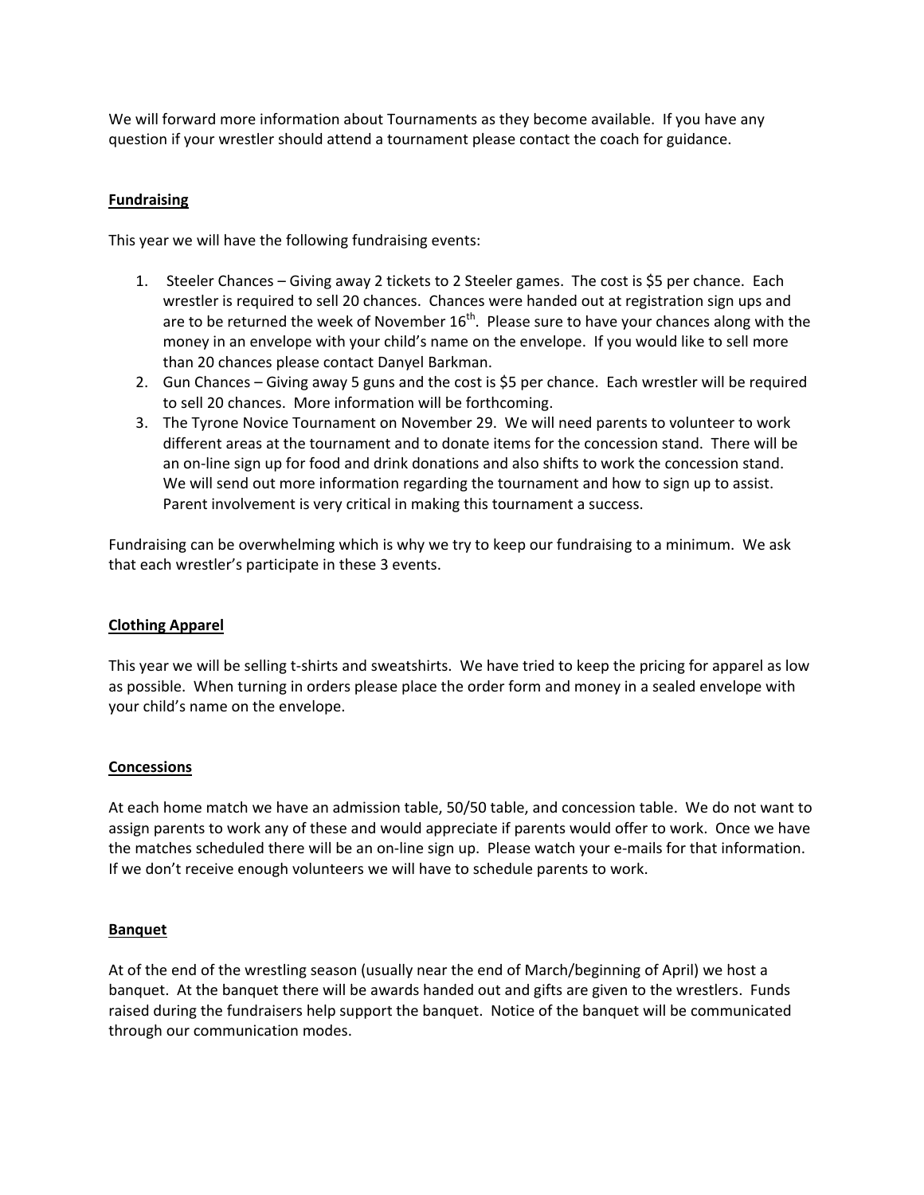We will forward more information about Tournaments as they become available. If you have any question if your wrestler should attend a tournament please contact the coach for guidance.

## Fundraising

This year we will have the following fundraising events:

1. Steeler Chances – Giving away 2 tickets to 2 Steeler games. The cost is $5 per chance. Each wrestler is required to sell 20 chances. Chances were handed out at registration sign ups and are to be returned the week of November 16th. Please sure to have your chances along with the money in an envelope with your child's name on the envelope. If you would like to sell more than 20 chances please contact Danyel Barkman.
2. Gun Chances – Giving away 5 guns and the cost is $5 per chance. Each wrestler will be required to sell 20 chances. More information will be forthcoming.
3. The Tyrone Novice Tournament on November 29. We will need parents to volunteer to work different areas at the tournament and to donate items for the concession stand. There will be an on-line sign up for food and drink donations and also shifts to work the concession stand. We will send out more information regarding the tournament and how to sign up to assist. Parent involvement is very critical in making this tournament a success.

Fundraising can be overwhelming which is why we try to keep our fundraising to a minimum. We ask that each wrestler's participate in these 3 events.

## Clothing Apparel

This year we will be selling t-shirts and sweatshirts. We have tried to keep the pricing for apparel as low as possible. When turning in orders please place the order form and money in a sealed envelope with your child's name on the envelope.

## Concessions

At each home match we have an admission table, 50/50 table, and concession table. We do not want to assign parents to work any of these and would appreciate if parents would offer to work. Once we have the matches scheduled there will be an on-line sign up. Please watch your e-mails for that information. If we don't receive enough volunteers we will have to schedule parents to work.

## Banquet

At of the end of the wrestling season (usually near the end of March/beginning of April) we host a banquet. At the banquet there will be awards handed out and gifts are given to the wrestlers. Funds raised during the fundraisers help support the banquet. Notice of the banquet will be communicated through our communication modes.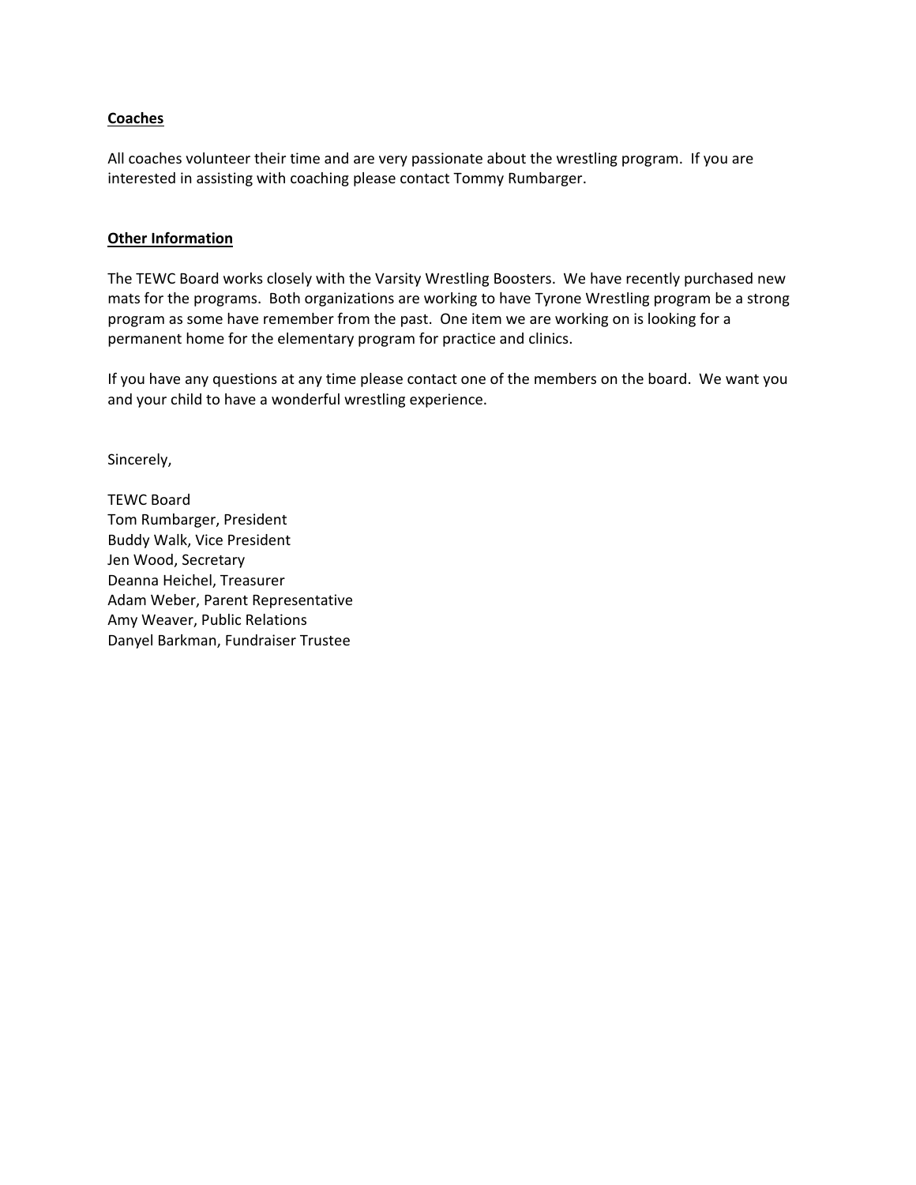**Coaches**

All coaches volunteer their time and are very passionate about the wrestling program. If you are interested in assisting with coaching please contact Tommy Rumbarger.

**Other Information**

The TEWC Board works closely with the Varsity Wrestling Boosters. We have recently purchased new mats for the programs. Both organizations are working to have Tyrone Wrestling program be a strong program as some have remember from the past. One item we are working on is looking for a permanent home for the elementary program for practice and clinics.

If you have any questions at any time please contact one of the members on the board. We want you and your child to have a wonderful wrestling experience.

Sincerely,

TEWC Board  
Tom Rumbarger, President  
Buddy Walk, Vice President  
Jen Wood, Secretary  
Deanna Heichel, Treasurer  
Adam Weber, Parent Representative  
Amy Weaver, Public Relations  
Danyel Barkman, Fundraiser Trustee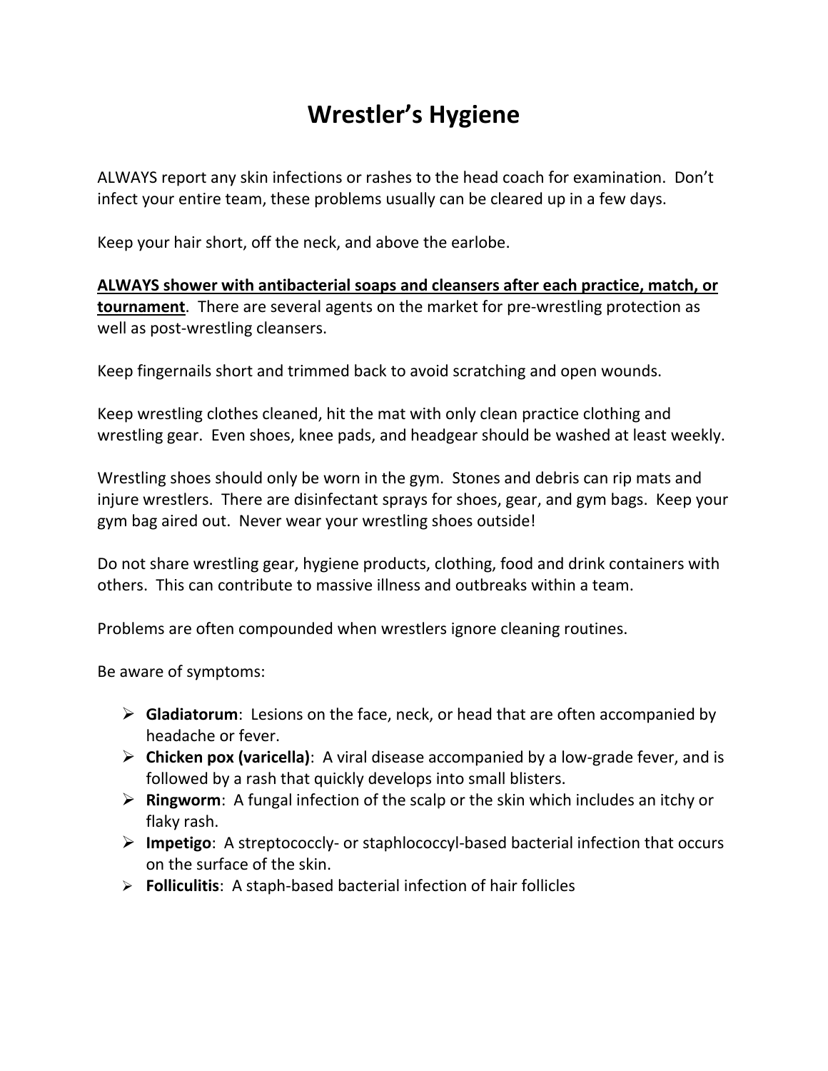# Wrestler's Hygiene

ALWAYS report any skin infections or rashes to the head coach for examination. Don't infect your entire team, these problems usually can be cleared up in a few days.

Keep your hair short, off the neck, and above the earlobe.

<u>**ALWAYS shower with antibacterial soaps and cleansers after each practice, match, or tournament**</u>. There are several agents on the market for pre-wrestling protection as well as post-wrestling cleansers.

Keep fingernails short and trimmed back to avoid scratching and open wounds.

Keep wrestling clothes cleaned, hit the mat with only clean practice clothing and wrestling gear. Even shoes, knee pads, and headgear should be washed at least weekly.

Wrestling shoes should only be worn in the gym. Stones and debris can rip mats and injure wrestlers. There are disinfectant sprays for shoes, gear, and gym bags. Keep your gym bag aired out. Never wear your wrestling shoes outside!

Do not share wrestling gear, hygiene products, clothing, food and drink containers with others. This can contribute to massive illness and outbreaks within a team.

Problems are often compounded when wrestlers ignore cleaning routines.

Be aware of symptoms:

- **Gladiatorum**: Lesions on the face, neck, or head that are often accompanied by headache or fever.
- **Chicken pox (varicella)**: A viral disease accompanied by a low-grade fever, and is followed by a rash that quickly develops into small blisters.
- **Ringworm**: A fungal infection of the scalp or the skin which includes an itchy or flaky rash.
- **Impetigo**: A streptococcly- or staphlococcyl-based bacterial infection that occurs on the surface of the skin.
- **Folliculitis**: A staph-based bacterial infection of hair follicles